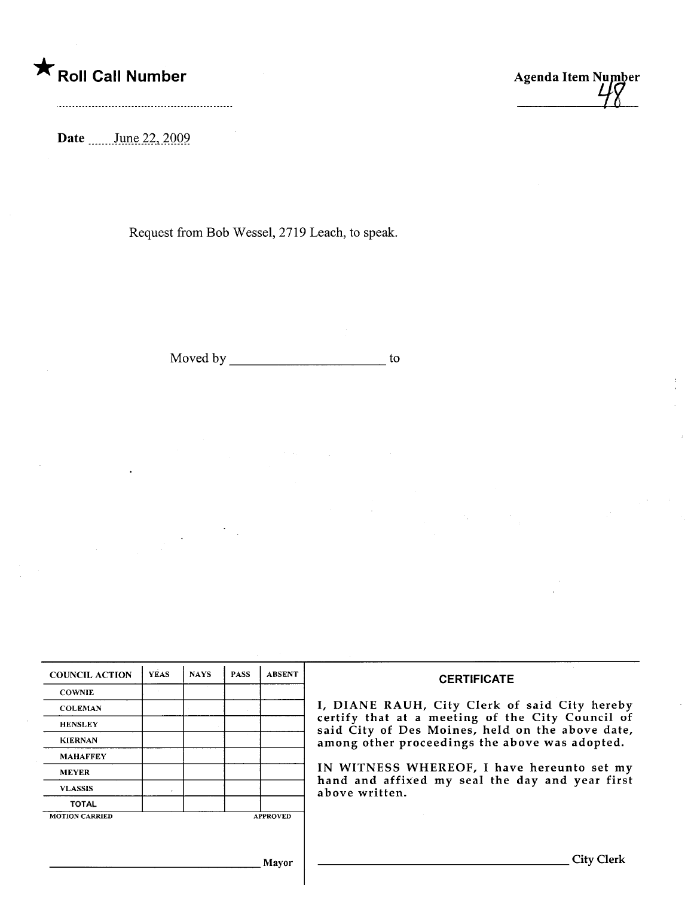★ **Roll Call Number**

..........................................................

**Agenda Item Number**
48

**Date** June 22, 2009

Request from Bob Wessel, 2719 Leach, to speak.

Moved by ______________________ to

| COUNCIL ACTION | YEAS | NAYS | PASS | ABSENT |
| --- | --- | --- | --- | --- |
| COWNIE | | | | |
| COLEMAN | | | | |
| HENSLEY | | | | |
| KIERNAN | | | | |
| MAHAFFEY | | | | |
| MEYER | | | | |
| VLASSIS | | | | |
| TOTAL | | | | |

MOTION CARRIED APPROVED

______________________________ Mayor

**CERTIFICATE**

I, DIANE RAUH, City Clerk of said City hereby certify that at a meeting of the City Council of said City of Des Moines, held on the above date, among other proceedings the above was adopted.

IN WITNESS WHEREOF, I have hereunto set my hand and affixed my seal the day and year first above written.

______________________________ City Clerk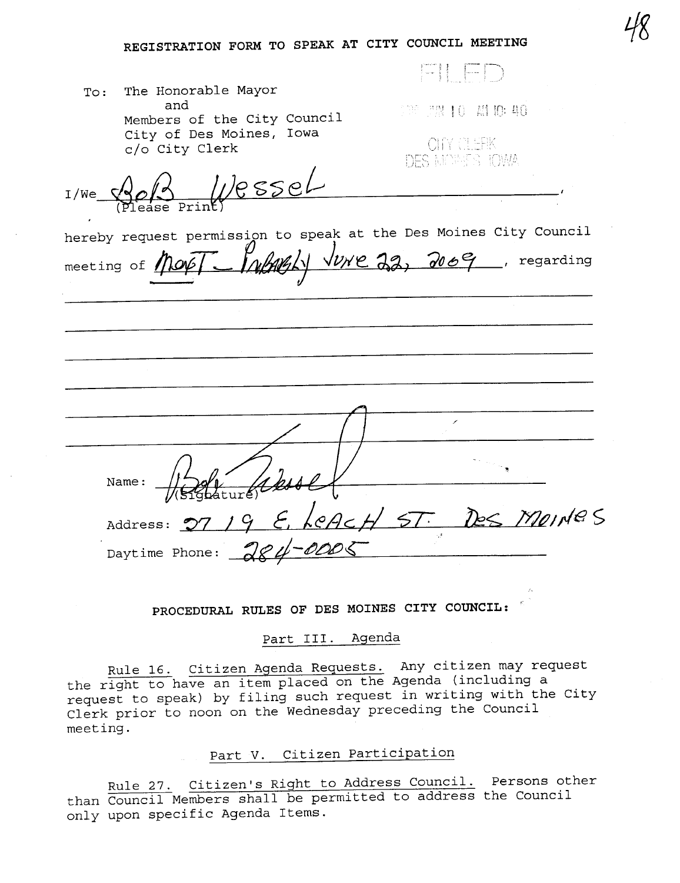48

# REGISTRATION FORM TO SPEAK AT CITY COUNCIL MEETING

FILED

JUN 10 AM 10:40

CITY CLERK
DES MOINES IOWA

To: The Honorable Mayor
and
Members of the City Council
City of Des Moines, Iowa
c/o City Clerk

I/We Bob Wessel,
(Please Print)

hereby request permission to speak at the Des Moines City Council meeting of Most Probably June 22, 2009, regarding

\_\_\_\_\_\_\_\_\_\_\_\_\_\_\_\_\_\_\_\_\_\_\_\_\_\_\_\_\_\_\_\_\_\_\_\_\_\_\_\_\_\_\_\_\_\_\_\_\_\_\_\_\_\_\_\_\_\_

Name: Bob Wessel
(Signature)

Address: 2719 E. Leach St. Des Moines

Daytime Phone: 284-0005

## PROCEDURAL RULES OF DES MOINES CITY COUNCIL:

### Part III. Agenda

Rule 16. Citizen Agenda Requests. Any citizen may request the right to have an item placed on the Agenda (including a request to speak) by filing such request in writing with the City Clerk prior to noon on the Wednesday preceding the Council meeting.

### Part V. Citizen Participation

Rule 27. Citizen's Right to Address Council. Persons other than Council Members shall be permitted to address the Council only upon specific Agenda Items.